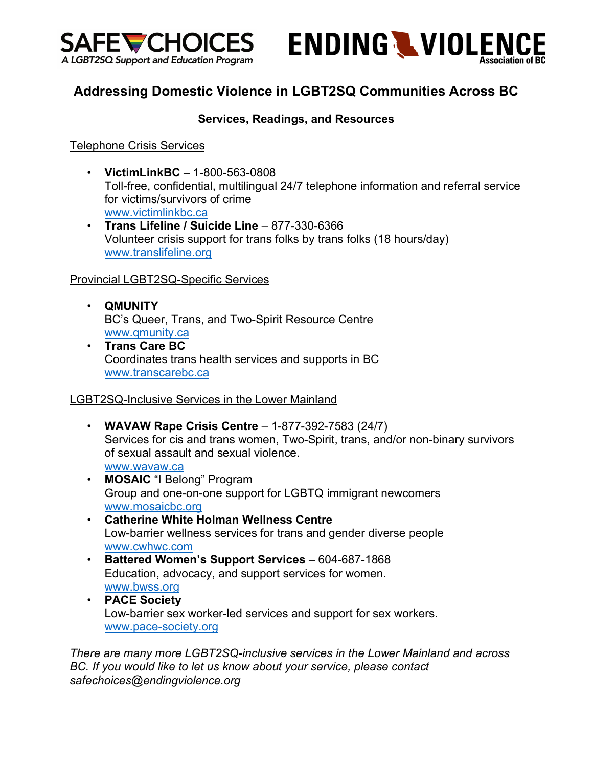SAFE CHOICES
A LGBT2SQ Support and Education Program

ENDING VIOLENCE
Association of BC

# Addressing Domestic Violence in LGBT2SQ Communities Across BC

## Services, Readings, and Resources

### Telephone Crisis Services

- **VictimLinkBC** – 1-800-563-0808
  Toll-free, confidential, multilingual 24/7 telephone information and referral service for victims/survivors of crime
  www.victimlinkbc.ca
- **Trans Lifeline / Suicide Line** – 877-330-6366
  Volunteer crisis support for trans folks by trans folks (18 hours/day)
  www.translifeline.org

### Provincial LGBT2SQ-Specific Services

- **QMUNITY**
  BC's Queer, Trans, and Two-Spirit Resource Centre
  www.qmunity.ca
- **Trans Care BC**
  Coordinates trans health services and supports in BC
  www.transcarebc.ca

### LGBT2SQ-Inclusive Services in the Lower Mainland

- **WAVAW Rape Crisis Centre** – 1-877-392-7583 (24/7)
  Services for cis and trans women, Two-Spirit, trans, and/or non-binary survivors of sexual assault and sexual violence.
  www.wavaw.ca
- **MOSAIC** "I Belong" Program
  Group and one-on-one support for LGBTQ immigrant newcomers
  www.mosaicbc.org
- **Catherine White Holman Wellness Centre**
  Low-barrier wellness services for trans and gender diverse people
  www.cwhwc.com
- **Battered Women's Support Services** – 604-687-1868
  Education, advocacy, and support services for women.
  www.bwss.org
- **PACE Society**
  Low-barrier sex worker-led services and support for sex workers.
  www.pace-society.org

*There are many more LGBT2SQ-inclusive services in the Lower Mainland and across BC. If you would like to let us know about your service, please contact safechoices@endingviolence.org*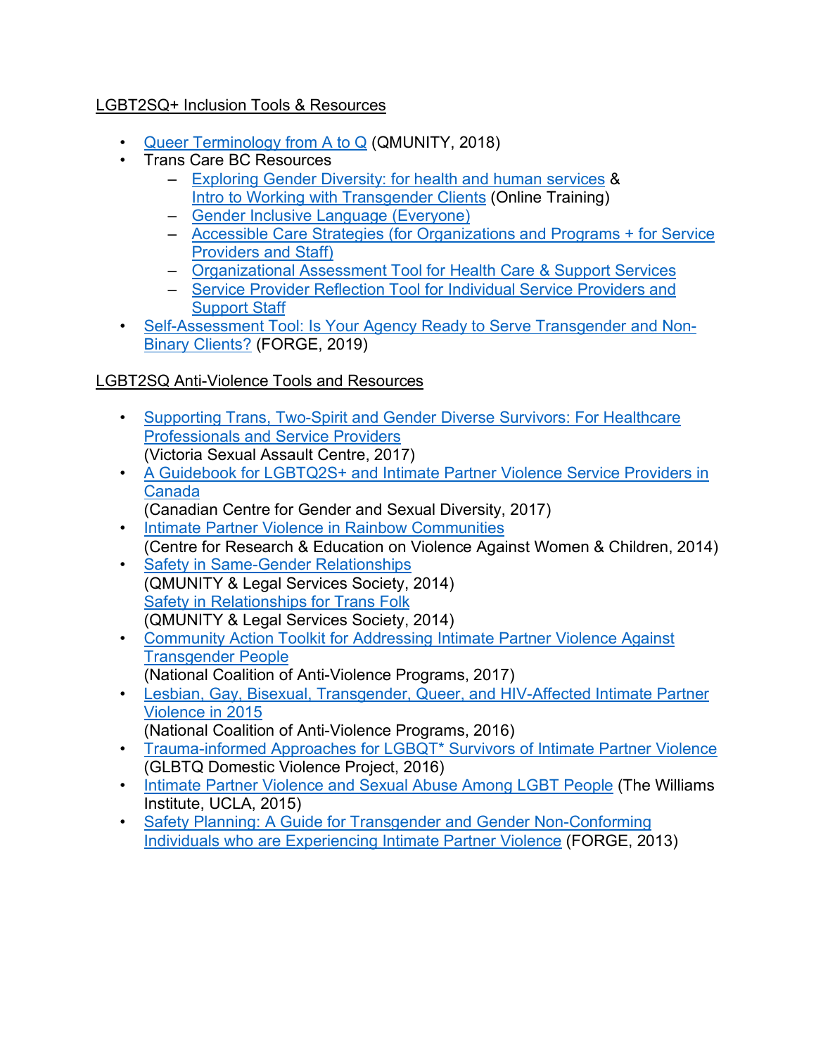## LGBT2SQ+ Inclusion Tools & Resources

- Queer Terminology from A to Q (QMUNITY, 2018)
- Trans Care BC Resources
  - Exploring Gender Diversity: for health and human services & Intro to Working with Transgender Clients (Online Training)
  - Gender Inclusive Language (Everyone)
  - Accessible Care Strategies (for Organizations and Programs + for Service Providers and Staff)
  - Organizational Assessment Tool for Health Care & Support Services
  - Service Provider Reflection Tool for Individual Service Providers and Support Staff
- Self-Assessment Tool: Is Your Agency Ready to Serve Transgender and Non-Binary Clients? (FORGE, 2019)

## LGBT2SQ Anti-Violence Tools and Resources

- Supporting Trans, Two-Spirit and Gender Diverse Survivors: For Healthcare Professionals and Service Providers (Victoria Sexual Assault Centre, 2017)
- A Guidebook for LGBTQ2S+ and Intimate Partner Violence Service Providers in Canada (Canadian Centre for Gender and Sexual Diversity, 2017)
- Intimate Partner Violence in Rainbow Communities (Centre for Research & Education on Violence Against Women & Children, 2014)
- Safety in Same-Gender Relationships (QMUNITY & Legal Services Society, 2014)
  Safety in Relationships for Trans Folk (QMUNITY & Legal Services Society, 2014)
- Community Action Toolkit for Addressing Intimate Partner Violence Against Transgender People (National Coalition of Anti-Violence Programs, 2017)
- Lesbian, Gay, Bisexual, Transgender, Queer, and HIV-Affected Intimate Partner Violence in 2015 (National Coalition of Anti-Violence Programs, 2016)
- Trauma-informed Approaches for LGBQT* Survivors of Intimate Partner Violence (GLBTQ Domestic Violence Project, 2016)
- Intimate Partner Violence and Sexual Abuse Among LGBT People (The Williams Institute, UCLA, 2015)
- Safety Planning: A Guide for Transgender and Gender Non-Conforming Individuals who are Experiencing Intimate Partner Violence (FORGE, 2013)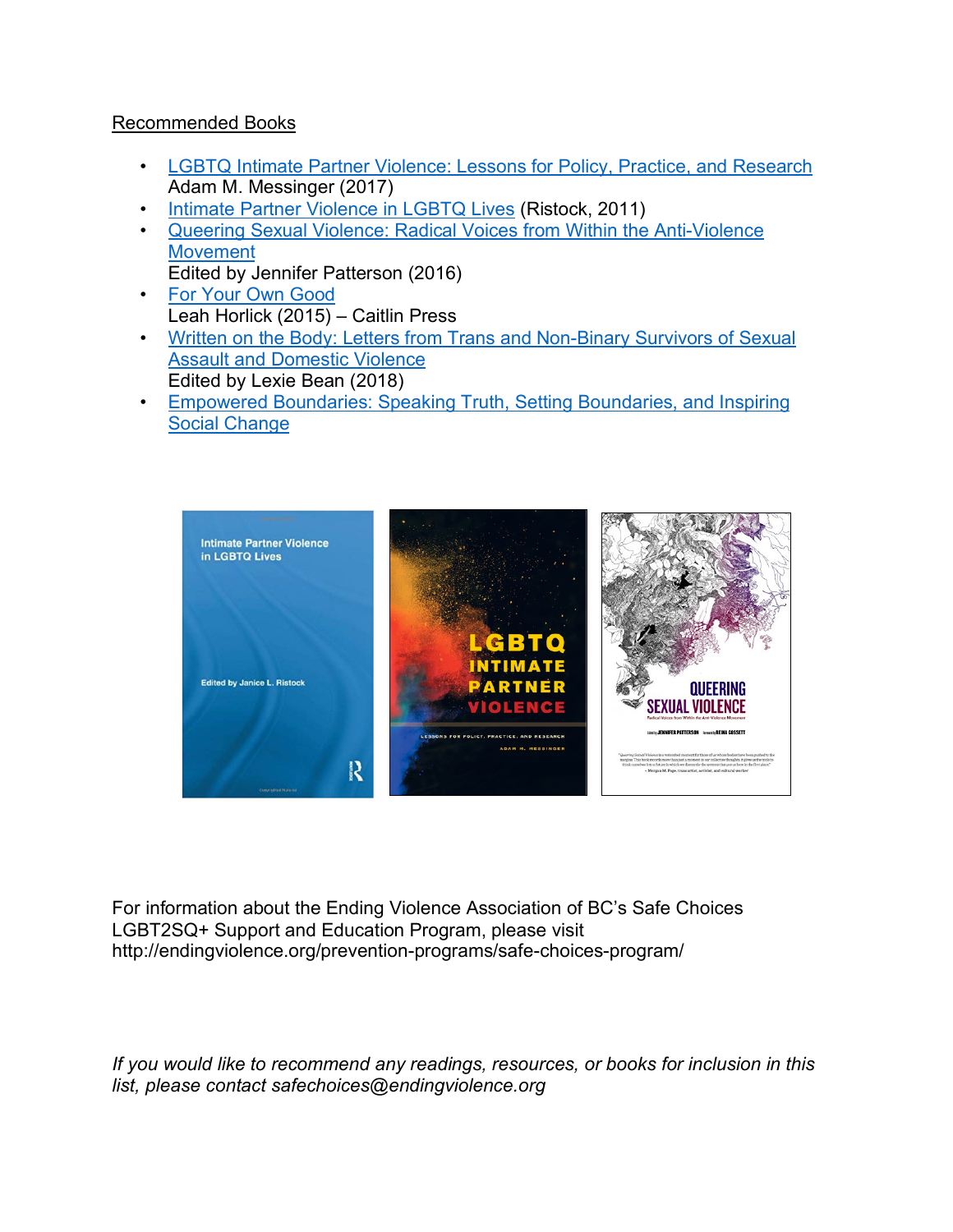Recommended Books

- LGBTQ Intimate Partner Violence: Lessons for Policy, Practice, and Research
  Adam M. Messinger (2017)
- Intimate Partner Violence in LGBTQ Lives (Ristock, 2011)
- Queering Sexual Violence: Radical Voices from Within the Anti-Violence Movement
  Edited by Jennifer Patterson (2016)
- For Your Own Good
  Leah Horlick (2015) – Caitlin Press
- Written on the Body: Letters from Trans and Non-Binary Survivors of Sexual Assault and Domestic Violence
  Edited by Lexie Bean (2018)
- Empowered Boundaries: Speaking Truth, Setting Boundaries, and Inspiring Social Change

For information about the Ending Violence Association of BC's Safe Choices LGBT2SQ+ Support and Education Program, please visit http://endingviolence.org/prevention-programs/safe-choices-program/

*If you would like to recommend any readings, resources, or books for inclusion in this list, please contact safechoices@endingviolence.org*